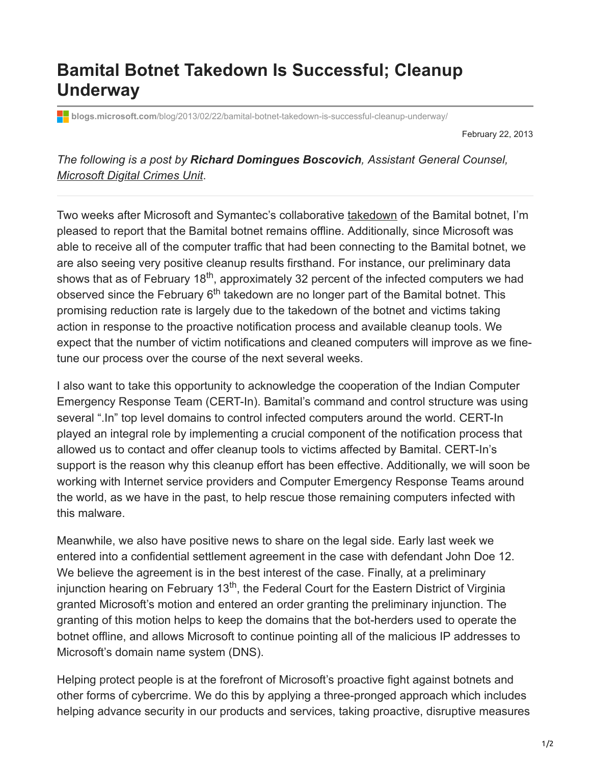# Bamital Botnet Takedown Is Successful; Cleanup Underway

blogs.microsoft.com/blog/2013/02/22/bamital-botnet-takedown-is-successful-cleanup-underway/

February 22, 2013

*The following is a post by **Richard Domingues Boscovich**, Assistant General Counsel, Microsoft Digital Crimes Unit.*

---

Two weeks after Microsoft and Symantec's collaborative takedown of the Bamital botnet, I'm pleased to report that the Bamital botnet remains offline. Additionally, since Microsoft was able to receive all of the computer traffic that had been connecting to the Bamital botnet, we are also seeing very positive cleanup results firsthand. For instance, our preliminary data shows that as of February 18th, approximately 32 percent of the infected computers we had observed since the February 6th takedown are no longer part of the Bamital botnet. This promising reduction rate is largely due to the takedown of the botnet and victims taking action in response to the proactive notification process and available cleanup tools. We expect that the number of victim notifications and cleaned computers will improve as we fine-tune our process over the course of the next several weeks.

I also want to take this opportunity to acknowledge the cooperation of the Indian Computer Emergency Response Team (CERT-In). Bamital's command and control structure was using several ".In" top level domains to control infected computers around the world. CERT-In played an integral role by implementing a crucial component of the notification process that allowed us to contact and offer cleanup tools to victims affected by Bamital. CERT-In's support is the reason why this cleanup effort has been effective. Additionally, we will soon be working with Internet service providers and Computer Emergency Response Teams around the world, as we have in the past, to help rescue those remaining computers infected with this malware.

Meanwhile, we also have positive news to share on the legal side. Early last week we entered into a confidential settlement agreement in the case with defendant John Doe 12. We believe the agreement is in the best interest of the case. Finally, at a preliminary injunction hearing on February 13th, the Federal Court for the Eastern District of Virginia granted Microsoft's motion and entered an order granting the preliminary injunction. The granting of this motion helps to keep the domains that the bot-herders used to operate the botnet offline, and allows Microsoft to continue pointing all of the malicious IP addresses to Microsoft's domain name system (DNS).

Helping protect people is at the forefront of Microsoft's proactive fight against botnets and other forms of cybercrime. We do this by applying a three-pronged approach which includes helping advance security in our products and services, taking proactive, disruptive measures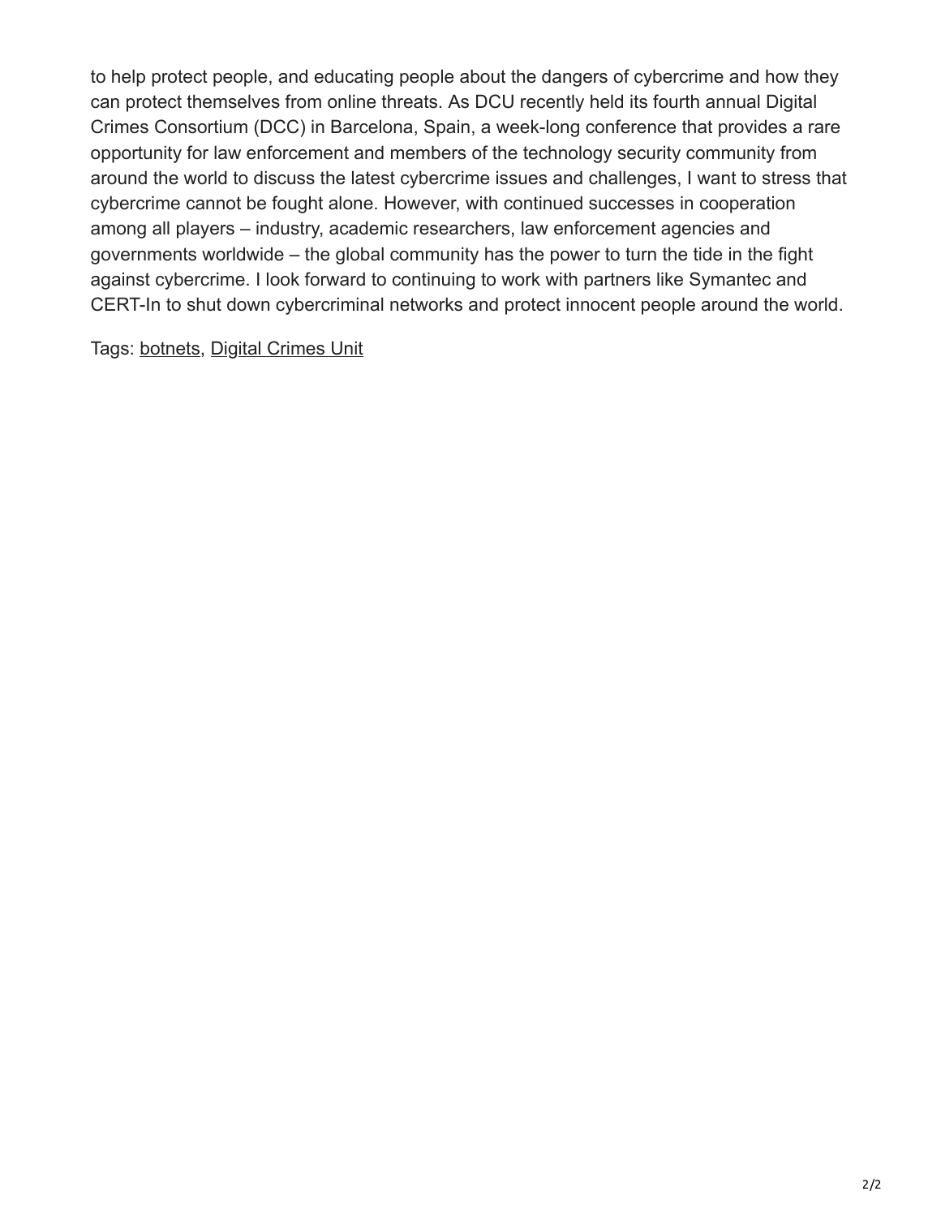to help protect people, and educating people about the dangers of cybercrime and how they can protect themselves from online threats. As DCU recently held its fourth annual Digital Crimes Consortium (DCC) in Barcelona, Spain, a week-long conference that provides a rare opportunity for law enforcement and members of the technology security community from around the world to discuss the latest cybercrime issues and challenges, I want to stress that cybercrime cannot be fought alone. However, with continued successes in cooperation among all players – industry, academic researchers, law enforcement agencies and governments worldwide – the global community has the power to turn the tide in the fight against cybercrime. I look forward to continuing to work with partners like Symantec and CERT-In to shut down cybercriminal networks and protect innocent people around the world.

Tags: botnets, Digital Crimes Unit